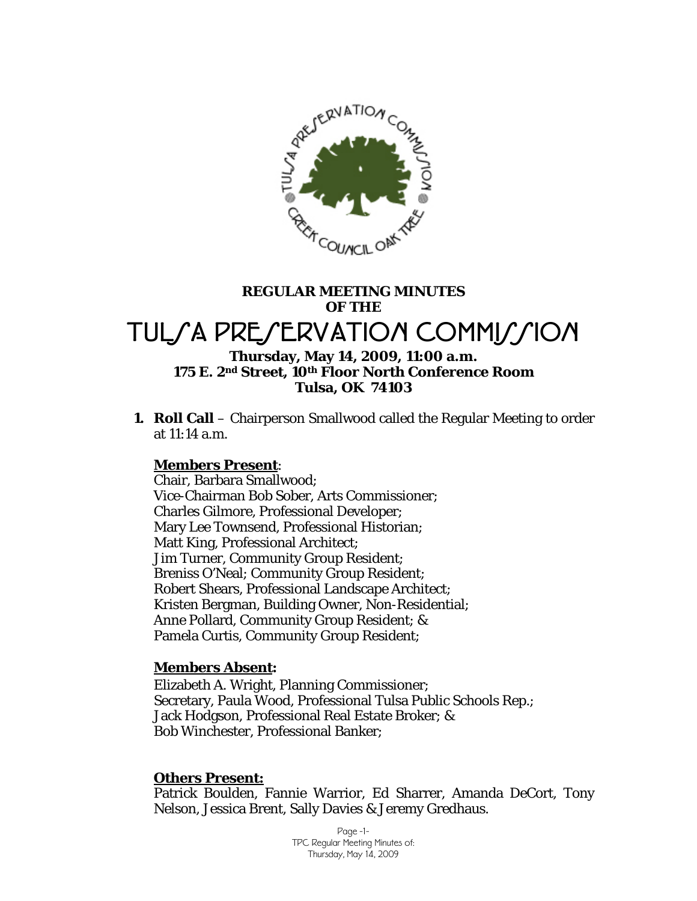# REGULAR MEETING MINUTES
## OF THE
# TULSA PRESERVATION COMMISSION

**Thursday, May 14, 2009, 11:00 a.m.**
**175 E. 2nd Street, 10th Floor North Conference Room**
**Tulsa, OK 74103**

1. **Roll Call** – Chairperson Smallwood called the Regular Meeting to order at 11:14 a.m.

**Members Present**:
Chair, Barbara Smallwood;
Vice-Chairman Bob Sober, Arts Commissioner;
Charles Gilmore, Professional Developer;
Mary Lee Townsend, Professional Historian;
Matt King, Professional Architect;
Jim Turner, Community Group Resident;
Breniss O'Neal; Community Group Resident;
Robert Shears, Professional Landscape Architect;
Kristen Bergman, Building Owner, Non-Residential;
Anne Pollard, Community Group Resident; &
Pamela Curtis, Community Group Resident;

**Members Absent:**
Elizabeth A. Wright, Planning Commissioner;
Secretary, Paula Wood, Professional Tulsa Public Schools Rep.;
Jack Hodgson, Professional Real Estate Broker; &
Bob Winchester, Professional Banker;

**Others Present:**
Patrick Boulden, Fannie Warrior, Ed Sharrer, Amanda DeCort, Tony Nelson, Jessica Brent, Sally Davies & Jeremy Gredhaus.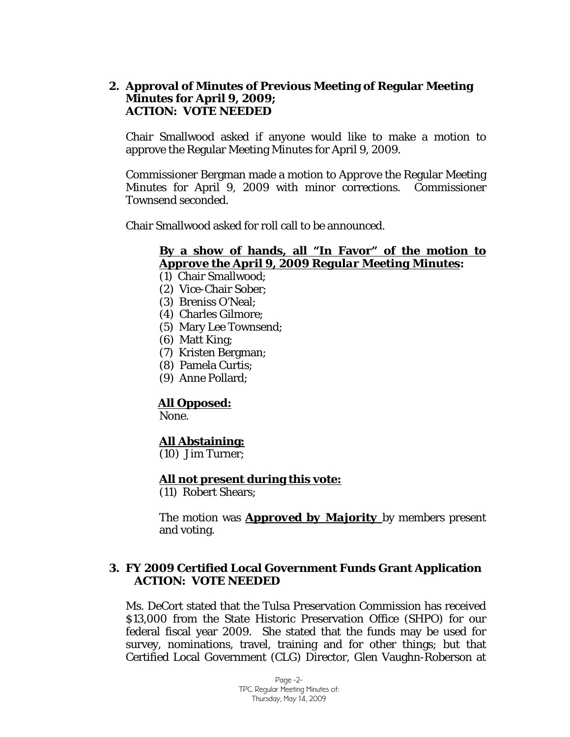## 2. Approval of Minutes of Previous Meeting of Regular Meeting Minutes for April 9, 2009; ACTION: VOTE NEEDED

Chair Smallwood asked if anyone would like to make a motion to approve the Regular Meeting Minutes for April 9, 2009.

Commissioner Bergman made a motion to Approve the Regular Meeting Minutes for April 9, 2009 with minor corrections. Commissioner Townsend seconded.

Chair Smallwood asked for roll call to be announced.

**By a show of hands, all "In Favor" of the motion to Approve the April 9, 2009 *Regular Meeting Minutes*:**

(1) Chair Smallwood;
(2) Vice-Chair Sober;
(3) Breniss O'Neal;
(4) Charles Gilmore;
(5) Mary Lee Townsend;
(6) Matt King;
(7) Kristen Bergman;
(8) Pamela Curtis;
(9) Anne Pollard;

**All Opposed:**
None.

**All Abstaining:**
(10) Jim Turner;

**All not present during this vote:**
(11) Robert Shears;

The motion was **Approved by Majority** by members present and voting.

## 3. FY 2009 Certified Local Government Funds Grant Application ACTION: VOTE NEEDED

Ms. DeCort stated that the Tulsa Preservation Commission has received $13,000 from the State Historic Preservation Office (SHPO) for our federal fiscal year 2009. She stated that the funds may be used for survey, nominations, travel, training and for other things; but that Certified Local Government (CLG) Director, Glen Vaughn-Roberson at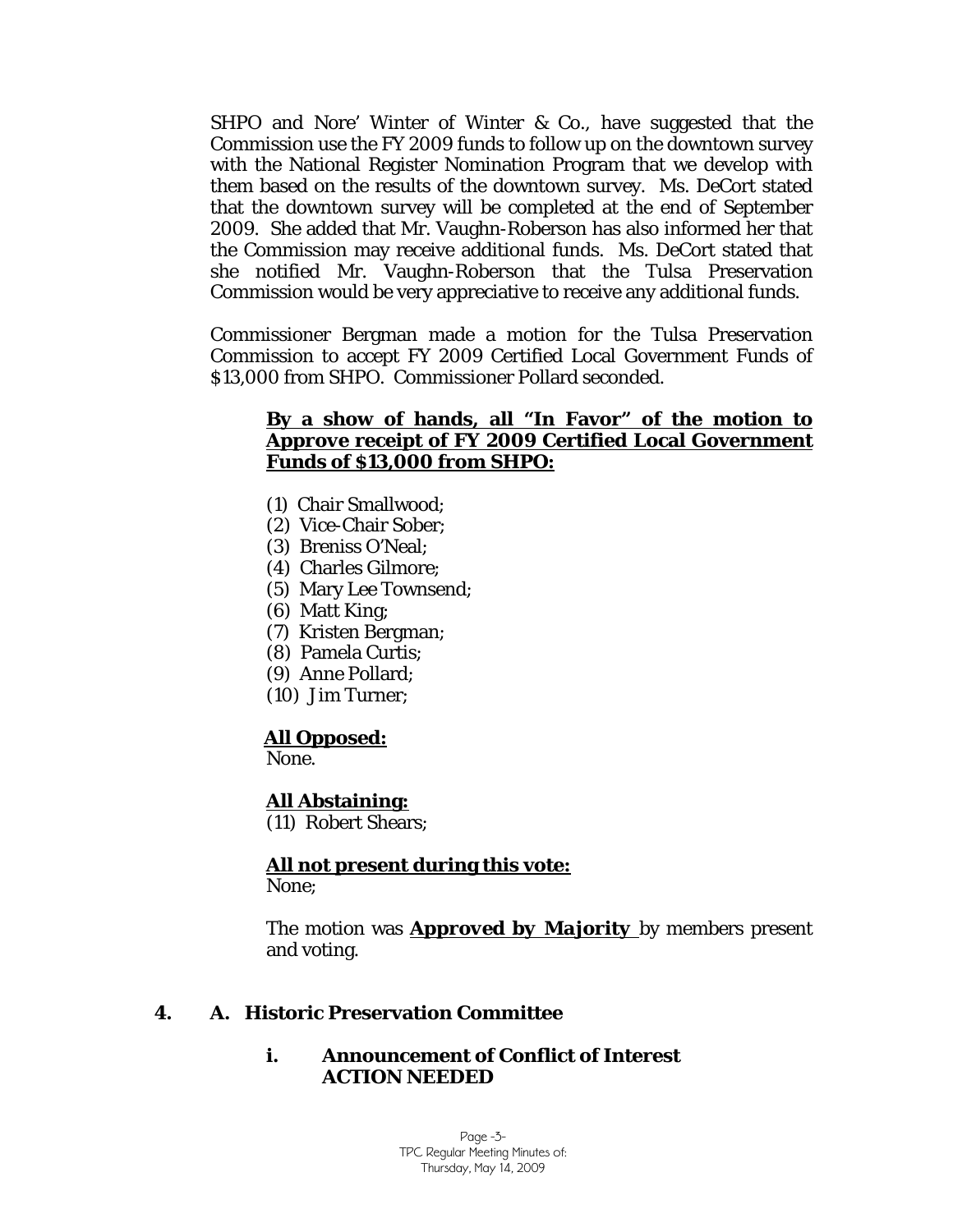SHPO and Nore' Winter of Winter & Co., have suggested that the Commission use the FY 2009 funds to follow up on the downtown survey with the National Register Nomination Program that we develop with them based on the results of the downtown survey. Ms. DeCort stated that the downtown survey will be completed at the end of September 2009. She added that Mr. Vaughn-Roberson has also informed her that the Commission may receive additional funds. Ms. DeCort stated that she notified Mr. Vaughn-Roberson that the Tulsa Preservation Commission would be very appreciative to receive any additional funds.

Commissioner Bergman made a motion for the Tulsa Preservation Commission to accept FY 2009 Certified Local Government Funds of $13,000 from SHPO. Commissioner Pollard seconded.

**By a show of hands, all "In Favor" of the motion to Approve receipt of FY 2009 Certified Local Government Funds of $13,000 from SHPO:**

(1) Chair Smallwood;
(2) Vice-Chair Sober;
(3) Breniss O'Neal;
(4) Charles Gilmore;
(5) Mary Lee Townsend;
(6) Matt King;
(7) Kristen Bergman;
(8) Pamela Curtis;
(9) Anne Pollard;
(10) Jim Turner;

**All Opposed:**
None.

**All Abstaining:**
(11) Robert Shears;

**All not present during this vote:**
None;

The motion was **Approved by Majority** by members present and voting.

**4. A. Historic Preservation Committee**

**i. Announcement of Conflict of Interest**
**ACTION NEEDED**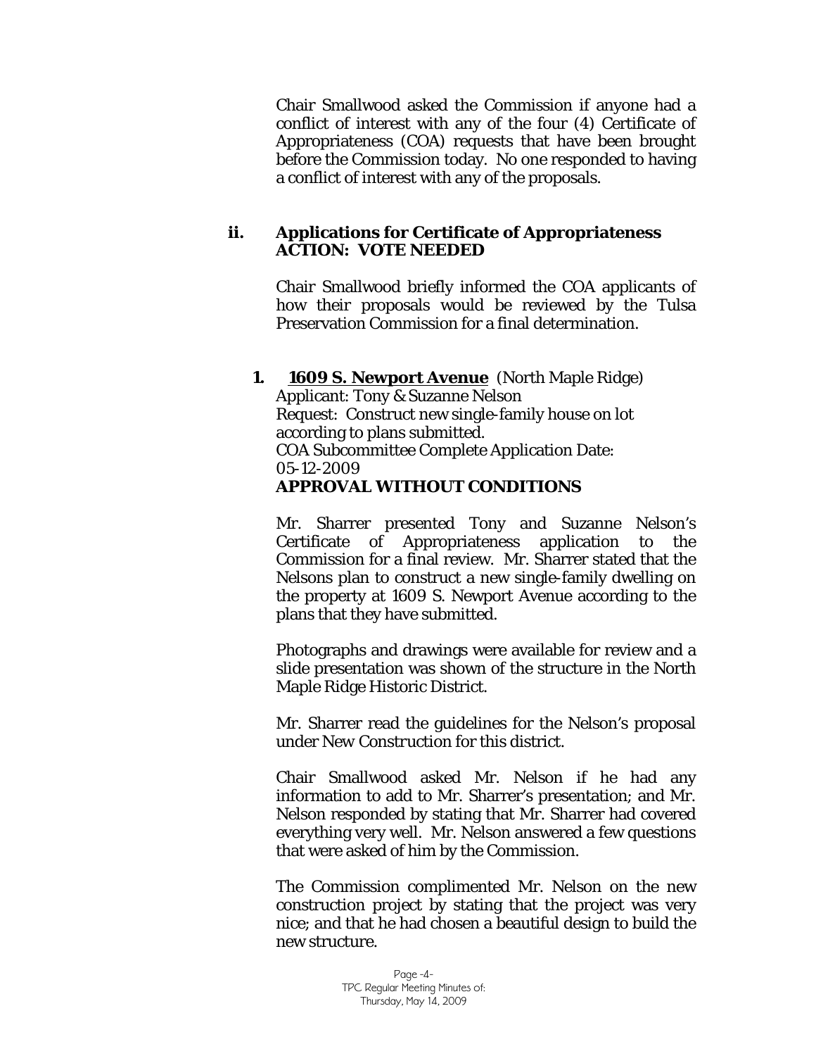Chair Smallwood asked the Commission if anyone had a conflict of interest with any of the four (4) Certificate of Appropriateness (COA) requests that have been brought before the Commission today. No one responded to having a conflict of interest with any of the proposals.

### ii. Applications for Certificate of Appropriateness ACTION: VOTE NEEDED

Chair Smallwood briefly informed the COA applicants of how their proposals would be reviewed by the Tulsa Preservation Commission for a final determination.

**1. <u>1609 S. Newport Avenue</u>** (North Maple Ridge)
Applicant: Tony & Suzanne Nelson
Request: Construct new single-family house on lot according to plans submitted.
COA Subcommittee Complete Application Date: 05-12-2009
**APPROVAL WITHOUT CONDITIONS**

Mr. Sharrer presented Tony and Suzanne Nelson's Certificate of Appropriateness application to the Commission for a final review. Mr. Sharrer stated that the Nelsons plan to construct a new single-family dwelling on the property at 1609 S. Newport Avenue according to the plans that they have submitted.

Photographs and drawings were available for review and a slide presentation was shown of the structure in the North Maple Ridge Historic District.

Mr. Sharrer read the guidelines for the Nelson's proposal under New Construction for this district.

Chair Smallwood asked Mr. Nelson if he had any information to add to Mr. Sharrer's presentation; and Mr. Nelson responded by stating that Mr. Sharrer had covered everything very well. Mr. Nelson answered a few questions that were asked of him by the Commission.

The Commission complimented Mr. Nelson on the new construction project by stating that the project was very nice; and that he had chosen a beautiful design to build the new structure.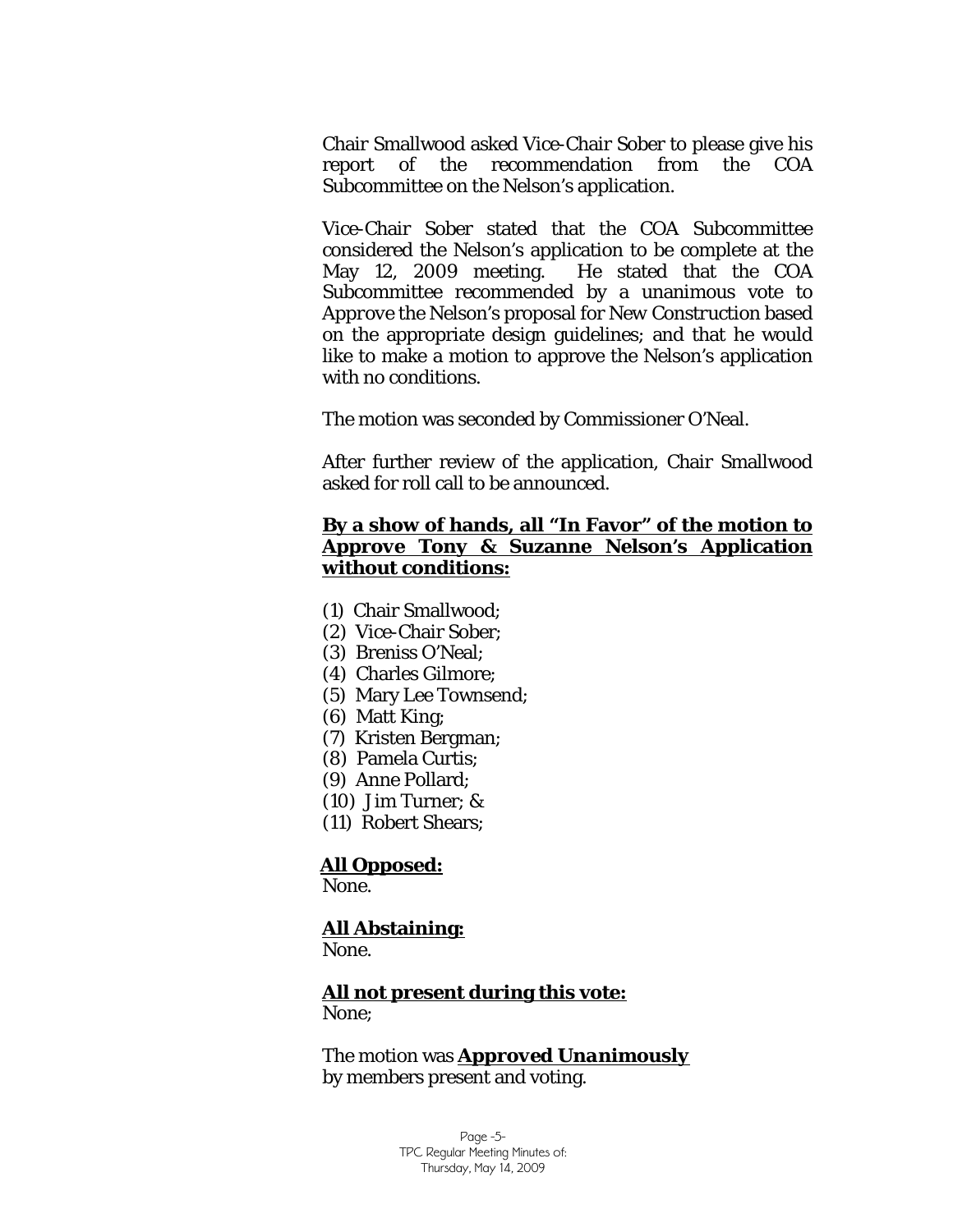Chair Smallwood asked Vice-Chair Sober to please give his report of the recommendation from the COA Subcommittee on the Nelson's application.

Vice-Chair Sober stated that the COA Subcommittee considered the Nelson's application to be complete at the May 12, 2009 meeting. He stated that the COA Subcommittee recommended by a unanimous vote to *Approve* the Nelson's proposal for *New Construction* based on the appropriate design guidelines; and that he would like to make a motion to approve the Nelson's application with no conditions.

The motion was seconded by Commissioner O'Neal.

After further review of the application, Chair Smallwood asked for roll call to be announced.

**By a show of hands, all "In Favor" of the motion to Approve Tony & Suzanne Nelson's Application without conditions:**

(1) Chair Smallwood;
(2) Vice-Chair Sober;
(3) Breniss O'Neal;
(4) Charles Gilmore;
(5) Mary Lee Townsend;
(6) Matt King;
(7) Kristen Bergman;
(8) Pamela Curtis;
(9) Anne Pollard;
(10) Jim Turner; &
(11) Robert Shears;

**All Opposed:**
None.

**All Abstaining:**
None.

**All not present during this vote:**
None;

The motion was ***Approved Unanimously*** by members present and voting.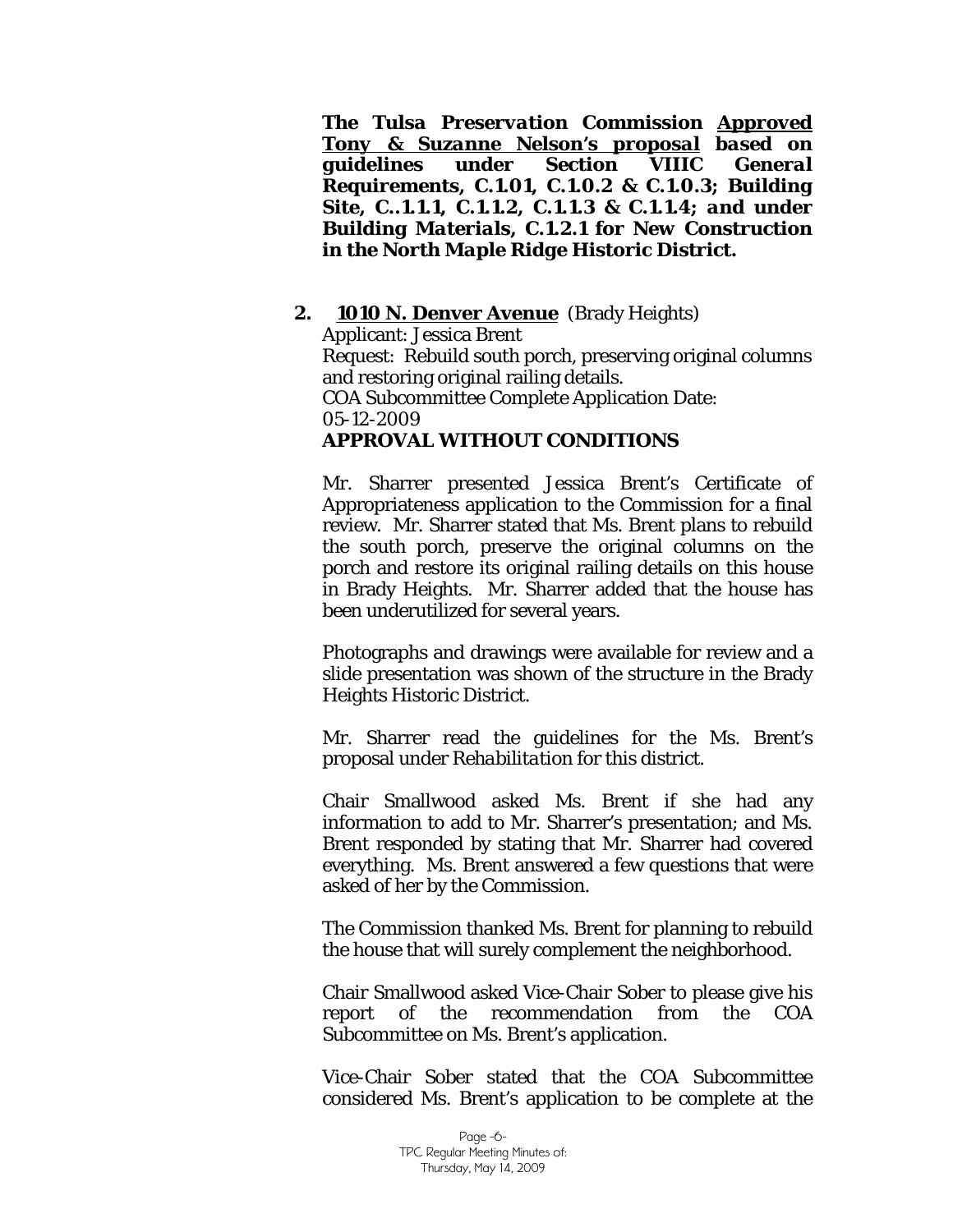***The Tulsa Preservation Commission <u>Approved Tony & Suzanne Nelson's proposal</u> based on guidelines under Section VIIIC General Requirements, C.1.01, C.1.0.2 & C.1.0.3; Building Site, C..1.1.1, C.1.1.2, C.1.1.3 & C.1.1.4; and under Building Materials, C.1.2.1 for New Construction in the North Maple Ridge Historic District.***

**2. <u>1010 N. Denver Avenue</u>** (Brady Heights)
Applicant: Jessica Brent
Request: Rebuild south porch, preserving original columns and restoring original railing details.
COA Subcommittee Complete Application Date: 05-12-2009
**APPROVAL WITHOUT CONDITIONS**

Mr. Sharrer presented Jessica Brent's Certificate of Appropriateness application to the Commission for a final review. Mr. Sharrer stated that Ms. Brent plans to rebuild the south porch, preserve the original columns on the porch and restore its original railing details on this house in Brady Heights. Mr. Sharrer added that the house has been underutilized for several years.

Photographs and drawings were available for review and a slide presentation was shown of the structure in the Brady Heights Historic District.

Mr. Sharrer read the guidelines for the Ms. Brent's proposal under *Rehabilitation* for this district.

Chair Smallwood asked Ms. Brent if she had any information to add to Mr. Sharrer's presentation; and Ms. Brent responded by stating that Mr. Sharrer had covered everything. Ms. Brent answered a few questions that were asked of her by the Commission.

The Commission thanked Ms. Brent for planning to rebuild the house that will surely complement the neighborhood.

Chair Smallwood asked Vice-Chair Sober to please give his report of the recommendation from the COA Subcommittee on Ms. Brent's application.

Vice-Chair Sober stated that the COA Subcommittee considered Ms. Brent's application to be complete at the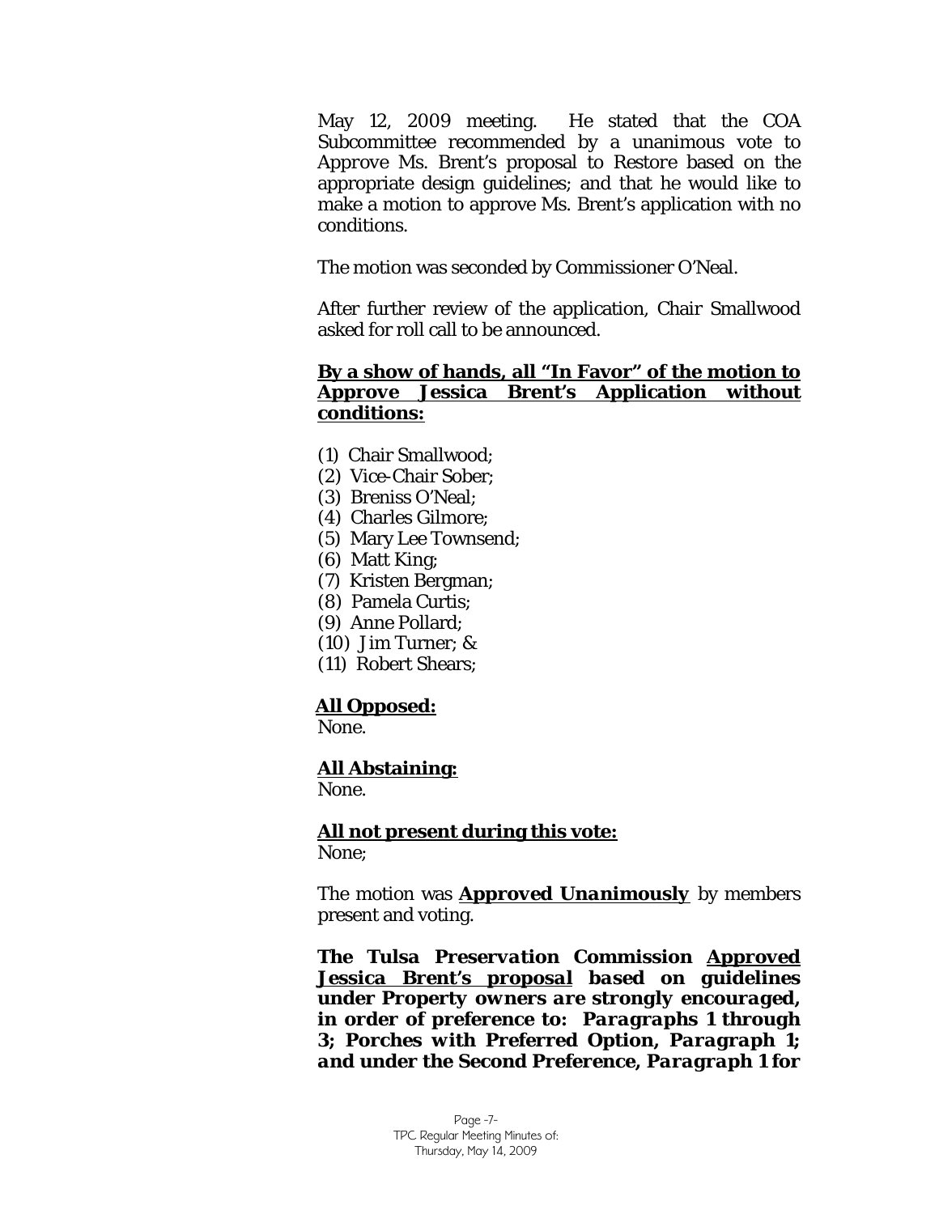May 12, 2009 meeting. He stated that the COA Subcommittee recommended by a unanimous vote to *Approve* Ms. Brent's proposal to *Restore* based on the appropriate design guidelines; and that he would like to make a motion to approve Ms. Brent's application with no conditions.

The motion was seconded by Commissioner O'Neal.

After further review of the application, Chair Smallwood asked for roll call to be announced.

**By a show of hands, all "In Favor" of the motion to Approve Jessica Brent's Application without conditions:**

(1) Chair Smallwood;
(2) Vice-Chair Sober;
(3) Breniss O'Neal;
(4) Charles Gilmore;
(5) Mary Lee Townsend;
(6) Matt King;
(7) Kristen Bergman;
(8) Pamela Curtis;
(9) Anne Pollard;
(10) Jim Turner; &
(11) Robert Shears;

**All Opposed:**
None.

**All Abstaining:**
None.

**All not present during this vote:**
None;

The motion was ***Approved Unanimously*** by members present and voting.

***The Tulsa Preservation Commission Approved Jessica Brent's proposal based on guidelines under Property owners are strongly encouraged, in order of preference to: Paragraphs 1 through 3; Porches with Preferred Option, Paragraph 1; and under the Second Preference, Paragraph 1 for***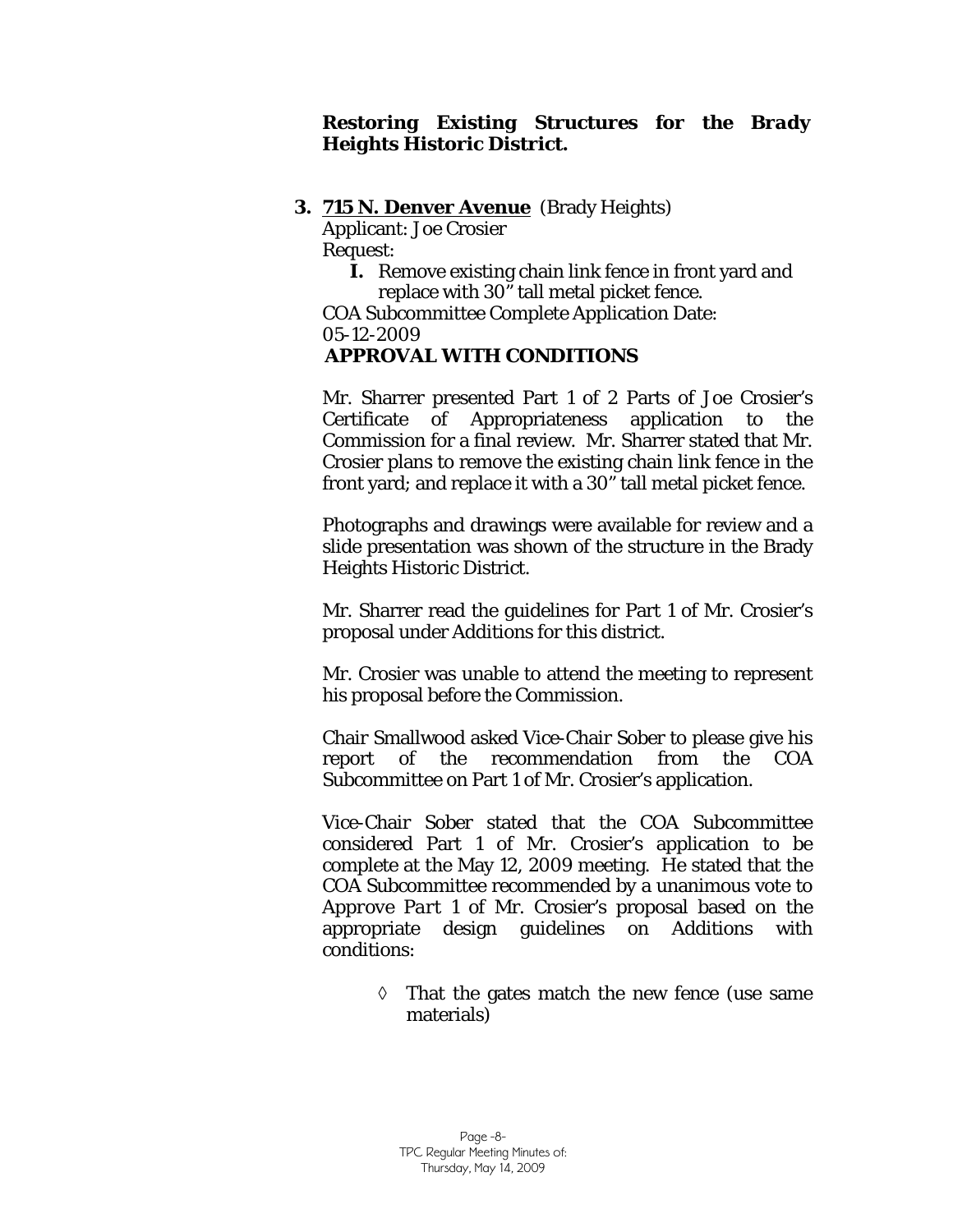***Restoring Existing Structures for the Brady Heights Historic District.***

**3. <u>715 N. Denver Avenue</u>** (Brady Heights)

Applicant: Joe Crosier

Request:

**I.** Remove existing chain link fence in front yard and replace with 30" tall metal picket fence.

COA Subcommittee Complete Application Date: 05-12-2009

**APPROVAL WITH CONDITIONS**

Mr. Sharrer presented Part 1 of 2 Parts of Joe Crosier's Certificate of Appropriateness application to the Commission for a final review. Mr. Sharrer stated that Mr. Crosier plans to remove the existing chain link fence in the front yard; and replace it with a 30" tall metal picket fence.

Photographs and drawings were available for review and a slide presentation was shown of the structure in the Brady Heights Historic District.

Mr. Sharrer read the guidelines for Part 1 of Mr. Crosier's proposal under Additions for this district.

Mr. Crosier was unable to attend the meeting to represent his proposal before the Commission.

Chair Smallwood asked Vice-Chair Sober to please give his report of the recommendation from the COA Subcommittee on Part 1 of Mr. Crosier's application.

Vice-Chair Sober stated that the COA Subcommittee considered Part 1 of Mr. Crosier's application to be complete at the May 12, 2009 meeting. He stated that the COA Subcommittee recommended by a unanimous vote to *Approve Part 1* of Mr. Crosier's proposal based on the appropriate design guidelines on Additions with conditions:

- ◊ That the gates match the new fence (use same materials)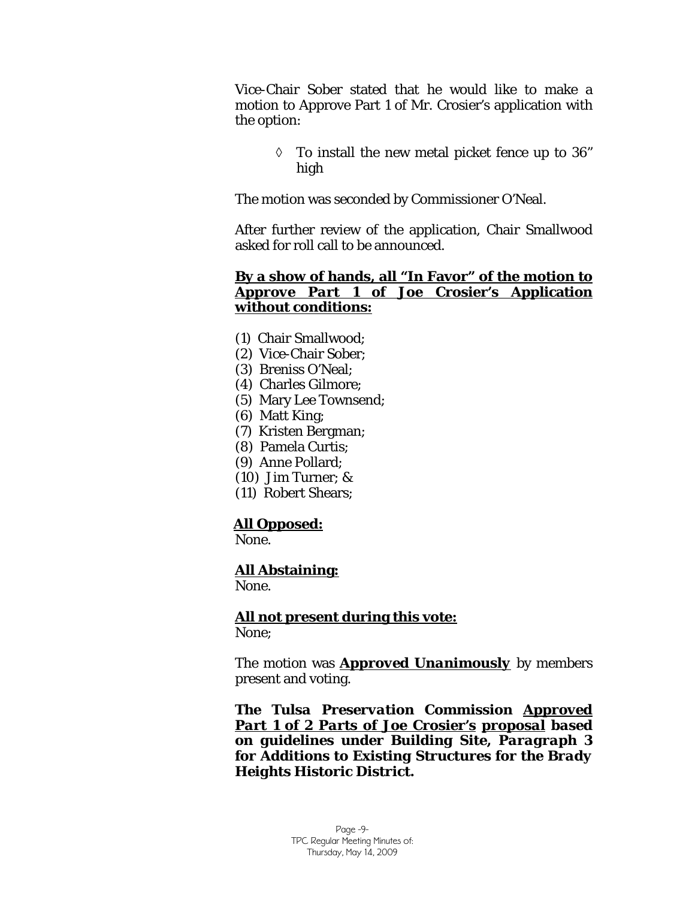Vice-Chair Sober stated that he would like to make a motion to Approve Part 1 of Mr. Crosier's application with the option:

◊ To install the new metal picket fence up to 36" high

The motion was seconded by Commissioner O'Neal.

After further review of the application, Chair Smallwood asked for roll call to be announced.

**By a show of hands, all "In Favor" of the motion to Approve *Part 1 of Joe Crosier's Application* without conditions:**

(1) Chair Smallwood;
(2) Vice-Chair Sober;
(3) Breniss O'Neal;
(4) Charles Gilmore;
(5) Mary Lee Townsend;
(6) Matt King;
(7) Kristen Bergman;
(8) Pamela Curtis;
(9) Anne Pollard;
(10) Jim Turner; &
(11) Robert Shears;

**All Opposed:**
None.

**All Abstaining:**
None.

**All not present during this vote:**
None;

The motion was ***Approved Unanimously*** by members present and voting.

***The Tulsa Preservation Commission Approved Part 1 of 2 Parts of Joe Crosier's proposal based on guidelines under Building Site, Paragraph 3 for Additions to Existing Structures for the Brady Heights Historic District.***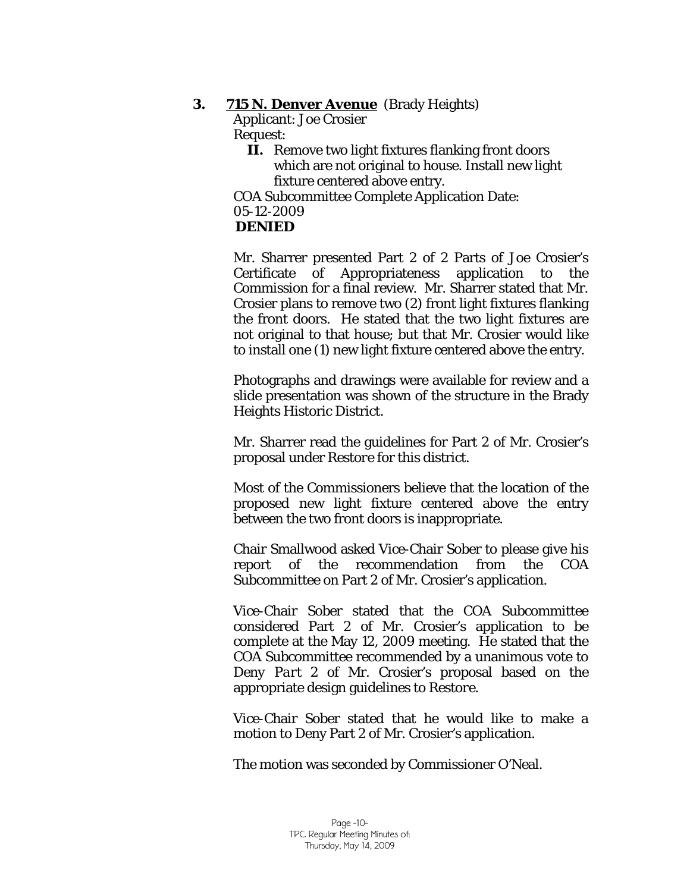**3. <u>715 N. Denver Avenue</u>** (Brady Heights)

Applicant: Joe Crosier

Request:

**II.** Remove two light fixtures flanking front doors which are not original to house. Install new light fixture centered above entry.

COA Subcommittee Complete Application Date: 05-12-2009

**DENIED**

Mr. Sharrer presented Part 2 of 2 Parts of Joe Crosier's Certificate of Appropriateness application to the Commission for a final review. Mr. Sharrer stated that Mr. Crosier plans to remove two (2) front light fixtures flanking the front doors. He stated that the two light fixtures are not original to that house; but that Mr. Crosier would like to install one (1) new light fixture centered above the entry.

Photographs and drawings were available for review and a slide presentation was shown of the structure in the Brady Heights Historic District.

Mr. Sharrer read the guidelines for Part 2 of Mr. Crosier's proposal under *Restore* for this district.

Most of the Commissioners believe that the location of the proposed new light fixture centered above the entry between the two front doors is inappropriate.

Chair Smallwood asked Vice-Chair Sober to please give his report of the recommendation from the COA Subcommittee on Part 2 of Mr. Crosier's application.

Vice-Chair Sober stated that the COA Subcommittee considered Part 2 of Mr. Crosier's application to be complete at the May 12, 2009 meeting. He stated that the COA Subcommittee recommended by a unanimous vote to Deny *Part 2* of Mr. Crosier's proposal based on the appropriate design guidelines to *Restore*.

Vice-Chair Sober stated that he would like to make a motion to Deny Part 2 of Mr. Crosier's application.

The motion was seconded by Commissioner O'Neal.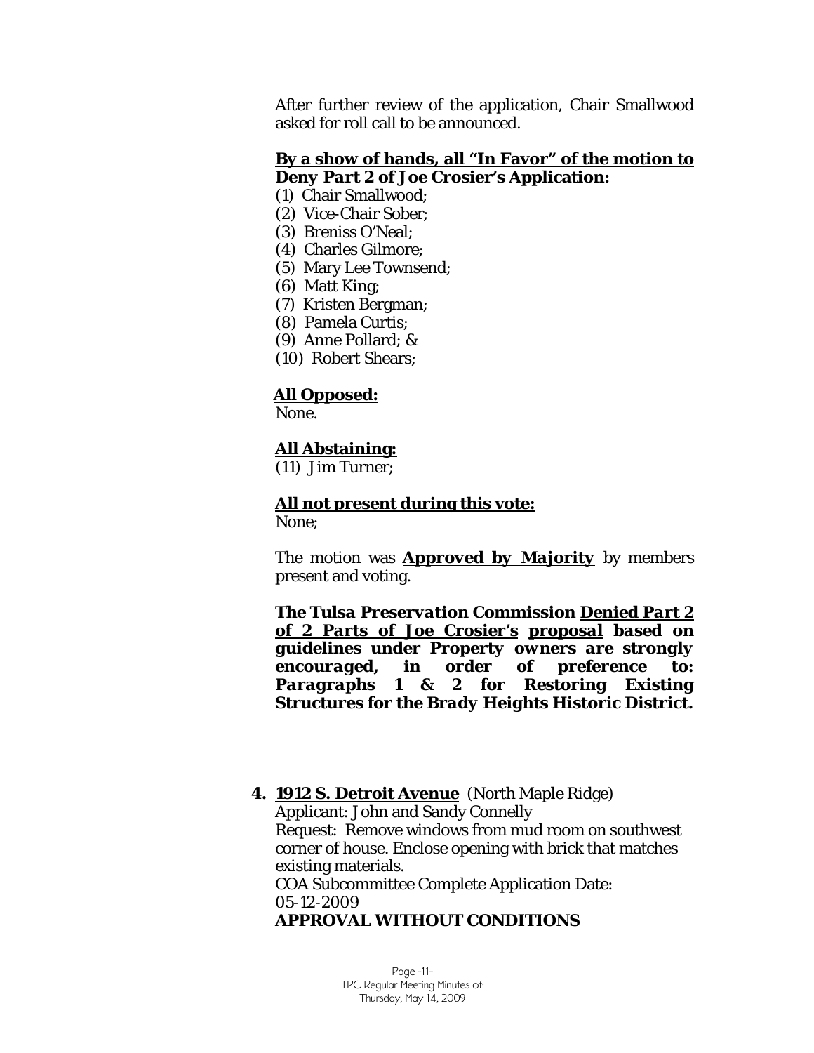After further review of the application, Chair Smallwood asked for roll call to be announced.

**By a show of hands, all "In Favor" of the motion to Deny *Part 2* of Joe Crosier's Application:**

(1) Chair Smallwood;
(2) Vice-Chair Sober;
(3) Breniss O'Neal;
(4) Charles Gilmore;
(5) Mary Lee Townsend;
(6) Matt King;
(7) Kristen Bergman;
(8) Pamela Curtis;
(9) Anne Pollard; &
(10) Robert Shears;

**All Opposed:**
None.

**All Abstaining:**
(11) Jim Turner;

**All not present during this vote:**
None;

The motion was ***Approved by Majority*** by members present and voting.

***The Tulsa Preservation Commission Denied Part 2 of 2 Parts of Joe Crosier's proposal based on guidelines under Property owners are strongly encouraged, in order of preference to: Paragraphs 1 & 2 for Restoring Existing Structures for the Brady Heights Historic District.***

**4. 1912 S. Detroit Avenue** (North Maple Ridge)
Applicant: John and Sandy Connelly
Request: Remove windows from mud room on southwest corner of house. Enclose opening with brick that matches existing materials.
COA Subcommittee Complete Application Date: 05-12-2009
**APPROVAL WITHOUT CONDITIONS**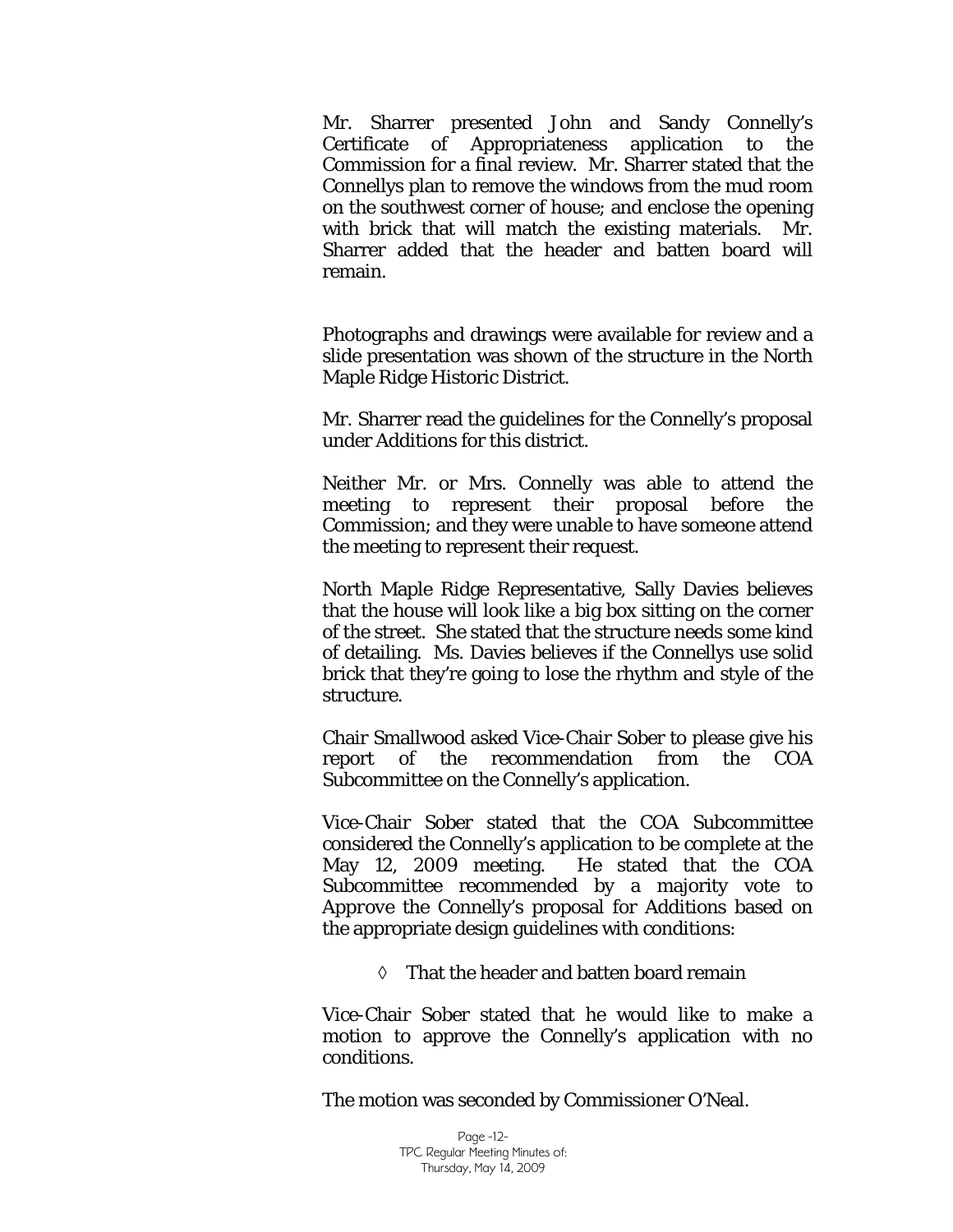Mr. Sharrer presented John and Sandy Connelly's Certificate of Appropriateness application to the Commission for a final review. Mr. Sharrer stated that the Connellys plan to remove the windows from the mud room on the southwest corner of house; and enclose the opening with brick that will match the existing materials. Mr. Sharrer added that the header and batten board will remain.

Photographs and drawings were available for review and a slide presentation was shown of the structure in the North Maple Ridge Historic District.

Mr. Sharrer read the guidelines for the Connelly's proposal under Additions for this district.

Neither Mr. or Mrs. Connelly was able to attend the meeting to represent their proposal before the Commission; and they were unable to have someone attend the meeting to represent their request.

North Maple Ridge Representative, Sally Davies believes that the house will look like a big box sitting on the corner of the street. She stated that the structure needs some kind of detailing. Ms. Davies believes if the Connellys use solid brick that they're going to lose the rhythm and style of the structure.

Chair Smallwood asked Vice-Chair Sober to please give his report of the recommendation from the COA Subcommittee on the Connelly's application.

Vice-Chair Sober stated that the COA Subcommittee considered the Connelly's application to be complete at the May 12, 2009 meeting. He stated that the COA Subcommittee recommended by a majority vote to *Approve* the Connelly's proposal for Additions based on the appropriate design guidelines with conditions:

- That the header and batten board remain

Vice-Chair Sober stated that he would like to make a motion to approve the Connelly's application with no conditions.

The motion was seconded by Commissioner O'Neal.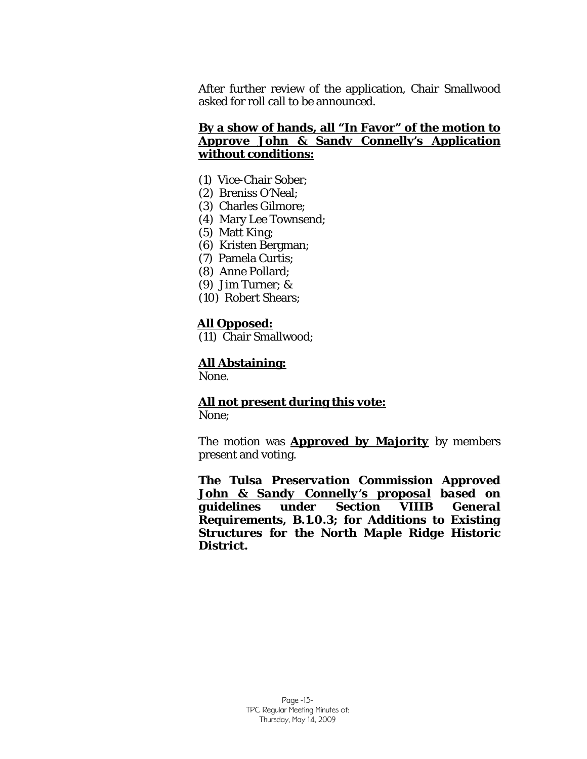After further review of the application, Chair Smallwood asked for roll call to be announced.

**By a show of hands, all "In Favor" of the motion to Approve John & Sandy Connelly's Application without conditions:**

(1) Vice-Chair Sober;
(2) Breniss O'Neal;
(3) Charles Gilmore;
(4) Mary Lee Townsend;
(5) Matt King;
(6) Kristen Bergman;
(7) Pamela Curtis;
(8) Anne Pollard;
(9) Jim Turner; &
(10) Robert Shears;

**All Opposed:**
(11) Chair Smallwood;

**All Abstaining:**
None.

**All not present during this vote:**
None;

The motion was **Approved by Majority** by members present and voting.

***The Tulsa Preservation Commission Approved John & Sandy Connelly's proposal based on guidelines under Section VIIIB General Requirements, B.1.0.3; for Additions to Existing Structures for the North Maple Ridge Historic District.***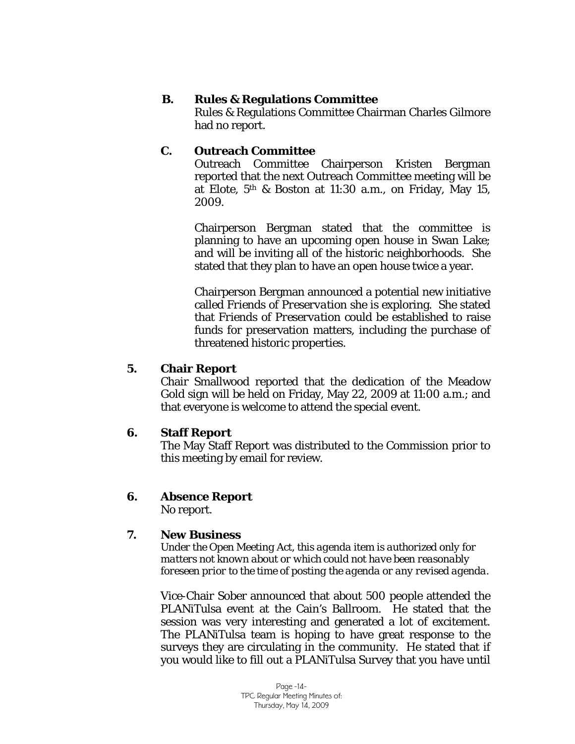### B. Rules & Regulations Committee

Rules & Regulations Committee Chairman Charles Gilmore had no report.

### C. Outreach Committee

Outreach Committee Chairperson Kristen Bergman reported that the next Outreach Committee meeting will be at Elote, 5th & Boston at 11:30 a.m., on Friday, May 15, 2009.

Chairperson Bergman stated that the committee is planning to have an upcoming open house in Swan Lake; and will be inviting all of the historic neighborhoods. She stated that they plan to have an open house twice a year.

Chairperson Bergman announced a potential new initiative called *Friends of Preservation* she is exploring. She stated that *Friends of Preservation* could be established to raise funds for preservation matters, including the purchase of threatened historic properties.

## 5. Chair Report

Chair Smallwood reported that the dedication of the Meadow Gold sign will be held on Friday, May 22, 2009 at 11:00 a.m.; and that everyone is welcome to attend the special event.

## 6. Staff Report

The May Staff Report was distributed to the Commission prior to this meeting by email for review.

## 6. Absence Report

No report.

## 7. New Business

*Under the Open Meeting Act, this agenda item is authorized only for matters not known about or which could not have been reasonably foreseen prior to the time of posting the agenda or any revised agenda.*

Vice-Chair Sober announced that about 500 people attended the PLANiTulsa event at the Cain's Ballroom. He stated that the session was very interesting and generated a lot of excitement. The PLANiTulsa team is hoping to have great response to the surveys they are circulating in the community. He stated that if you would like to fill out a PLANiTulsa Survey that you have until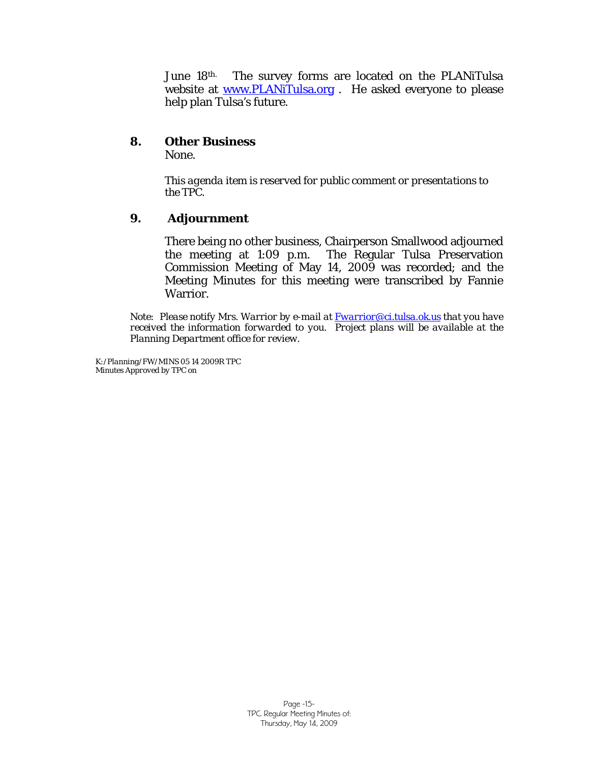June 18th. The survey forms are located on the PLANiTulsa website at www.PLANiTulsa.org . He asked everyone to please help plan Tulsa's future.

## 8. Other Business

None.

*This agenda item is reserved for public comment or presentations to the TPC.*

## 9. Adjournment

There being no other business, Chairperson Smallwood adjourned the meeting at 1:09 p.m. The Regular Tulsa Preservation Commission Meeting of May 14, 2009 was recorded; and the Meeting Minutes for this meeting were transcribed by Fannie Warrior.

*Note: Please notify Mrs. Warrior by e-mail at Fwarrior@ci.tulsa.ok.us that you have received the information forwarded to you. Project plans will be available at the Planning Department office for review.*

*K:/Planning/FW/MINS 05 14 2009R TPC*
*Minutes Approved by TPC on*